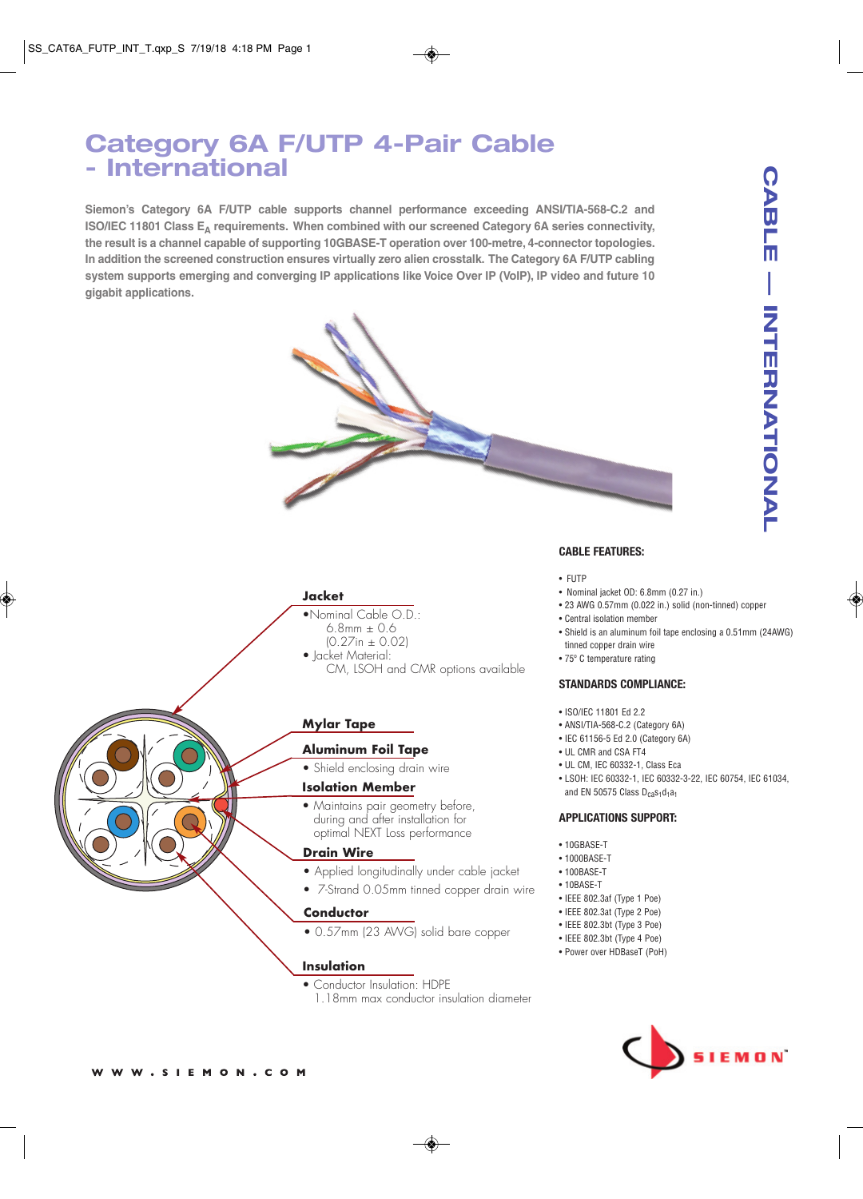# Category 6A F/UTP 4-Pair Cable - International

**Siemon's Category 6A F/UTP cable supports channel performance exceeding ANSI/TIA-568-C.2 and ISO/IEC 11801 Class $E_A$ requirements. When combined with our screened Category 6A series connectivity, the result is a channel capable of supporting 10GBASE-T operation over 100-metre, 4-connector topologies. In addition the screened construction ensures virtually zero alien crosstalk. The Category 6A F/UTP cabling system supports emerging and converging IP applications like Voice Over IP (VoIP), IP video and future 10 gigabit applications.**

CABLE — INTERNATIONAL

### Jacket
- Nominal Cable O.D.: 6.8mm ± 0.6 (0.27in ± 0.02)
- Jacket Material: CM, LSOH and CMR options available

### Mylar Tape

### Aluminum Foil Tape
- Shield enclosing drain wire

### Isolation Member
- Maintains pair geometry before, during and after installation for optimal NEXT Loss performance

### Drain Wire
- Applied longitudinally under cable jacket
- 7-Strand 0.05mm tinned copper drain wire

### Conductor
- 0.57mm (23 AWG) solid bare copper

### Insulation
- Conductor Insulation: HDPE 1.18mm max conductor insulation diameter

### CABLE FEATURES:
- FUTP
- Nominal jacket OD: 6.8mm (0.27 in.)
- 23 AWG 0.57mm (0.022 in.) solid (non-tinned) copper
- Central isolation member
- Shield is an aluminum foil tape enclosing a 0.51mm (24AWG) tinned copper drain wire
- 75° C temperature rating

### STANDARDS COMPLIANCE:
- ISO/IEC 11801 Ed 2.2
- ANSI/TIA-568-C.2 (Category 6A)
- IEC 61156-5 Ed 2.0 (Category 6A)
- UL CMR and CSA FT4
- UL CM, IEC 60332-1, Class Eca
- LSOH: IEC 60332-1, IEC 60332-3-22, IEC 60754, IEC 61034, and EN 50575 Class $D_{ca}s_1d_1a_1$

### APPLICATIONS SUPPORT:
- 10GBASE-T
- 1000BASE-T
- 100BASE-T
- 10BASE-T
- IEEE 802.3af (Type 1 Poe)
- IEEE 802.3at (Type 2 Poe)
- IEEE 802.3bt (Type 3 Poe)
- IEEE 802.3bt (Type 4 Poe)
- Power over HDBaseT (PoH)

WWW.SIEMON.COM

SIEMON™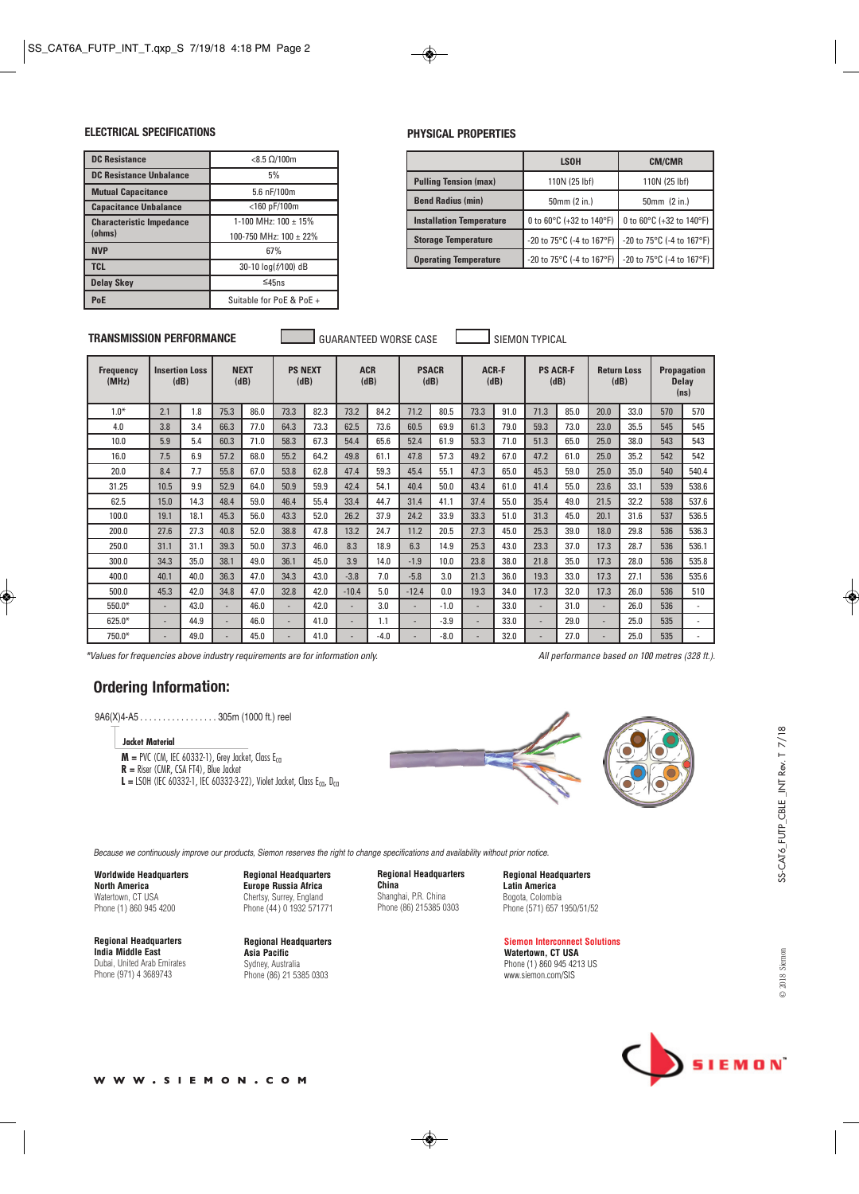## ELECTRICAL SPECIFICATIONS

| | |
|---|---|
| **DC Resistance** | <8.5 Ω/100m |
| **DC Resistance Unbalance** | 5% |
| **Mutual Capacitance** | 5.6 nF/100m |
| **Capacitance Unbalance** | <160 pF/100m |
| **Characteristic Impedance (ohms)** | 1-100 MHz: 100 ± 15%<br>100-750 MHz: 100 ± 22% |
| **NVP** | 67% |
| **TCL** | 30-10 log(f/100) dB |
| **Delay Skey** | ≤45ns |
| **PoE** | Suitable for PoE & PoE + |

## PHYSICAL PROPERTIES

| | LSOH | CM/CMR |
|---|---|---|
| **Pulling Tension (max)** | 110N (25 lbf) | 110N (25 lbf) |
| **Bend Radius (min)** | 50mm (2 in.) | 50mm (2 in.) |
| **Installation Temperature** | 0 to 60°C (+32 to 140°F) | 0 to 60°C (+32 to 140°F) |
| **Storage Temperature** | -20 to 75°C (-4 to 167°F) | -20 to 75°C (-4 to 167°F) |
| **Operating Temperature** | -20 to 75°C (-4 to 167°F) | -20 to 75°C (-4 to 167°F) |

## TRANSMISSION PERFORMANCE

GUARANTEED WORSE CASE | SIEMON TYPICAL

| Frequency (MHz) | Insertion Loss (dB) | | NEXT (dB) | | PS NEXT (dB) | | ACR (dB) | | PSACR (dB) | | ACR-F (dB) | | PS ACR-F (dB) | | Return Loss (dB) | | Propagation Delay (ns) | |
|---|---|---|---|---|---|---|---|---|---|---|---|---|---|---|---|---|---|---|
| 1.0* | 2.1 | 1.8 | 75.3 | 86.0 | 73.3 | 82.3 | 73.2 | 84.2 | 71.2 | 80.5 | 73.3 | 91.0 | 71.3 | 85.0 | 20.0 | 33.0 | 570 | 570 |
| 4.0 | 3.8 | 3.4 | 66.3 | 77.0 | 64.3 | 73.3 | 62.5 | 73.6 | 60.5 | 69.9 | 61.3 | 79.0 | 59.3 | 73.0 | 23.0 | 35.5 | 545 | 545 |
| 10.0 | 5.9 | 5.4 | 60.3 | 71.0 | 58.3 | 67.3 | 54.4 | 65.6 | 52.4 | 61.9 | 53.3 | 71.0 | 51.3 | 65.0 | 25.0 | 38.0 | 543 | 543 |
| 16.0 | 7.5 | 6.9 | 57.2 | 68.0 | 55.2 | 64.2 | 49.8 | 61.1 | 47.8 | 57.3 | 49.2 | 67.0 | 47.2 | 61.0 | 25.0 | 35.2 | 542 | 542 |
| 20.0 | 8.4 | 7.7 | 55.8 | 67.0 | 53.8 | 62.8 | 47.4 | 59.3 | 45.4 | 55.1 | 47.3 | 65.0 | 45.3 | 59.0 | 25.0 | 35.0 | 540 | 540.4 |
| 31.25 | 10.5 | 9.9 | 52.9 | 64.0 | 50.9 | 59.9 | 42.4 | 54.1 | 40.4 | 50.0 | 43.4 | 61.0 | 41.4 | 55.0 | 23.6 | 33.1 | 539 | 538.6 |
| 62.5 | 15.0 | 14.3 | 48.4 | 59.0 | 46.4 | 55.4 | 33.4 | 44.7 | 31.4 | 41.1 | 37.4 | 55.0 | 35.4 | 49.0 | 21.5 | 32.2 | 538 | 537.6 |
| 100.0 | 19.1 | 18.1 | 45.3 | 56.0 | 43.3 | 52.0 | 26.2 | 37.9 | 24.2 | 33.9 | 33.3 | 51.0 | 31.3 | 45.0 | 20.1 | 31.6 | 537 | 536.5 |
| 200.0 | 27.6 | 27.3 | 40.8 | 52.0 | 38.8 | 47.8 | 13.2 | 24.7 | 11.2 | 20.5 | 27.3 | 45.0 | 25.3 | 39.0 | 18.0 | 29.8 | 536 | 536.3 |
| 250.0 | 31.1 | 31.1 | 39.3 | 50.0 | 37.3 | 46.0 | 8.3 | 18.9 | 6.3 | 14.9 | 25.3 | 43.0 | 23.3 | 37.0 | 17.3 | 28.7 | 536 | 536.1 |
| 300.0 | 34.3 | 35.0 | 38.1 | 49.0 | 36.1 | 45.0 | 3.9 | 14.0 | -1.9 | 10.0 | 23.8 | 38.0 | 21.8 | 35.0 | 17.3 | 28.0 | 536 | 535.8 |
| 400.0 | 40.1 | 40.0 | 36.3 | 47.0 | 34.3 | 43.0 | -3.8 | 7.0 | -5.8 | 3.0 | 21.3 | 36.0 | 19.3 | 33.0 | 17.3 | 27.1 | 536 | 535.6 |
| 500.0 | 45.3 | 42.0 | 34.8 | 47.0 | 32.8 | 42.0 | -10.4 | 5.0 | -12.4 | 0.0 | 19.3 | 34.0 | 17.3 | 32.0 | 17.3 | 26.0 | 536 | 510 |
| 550.0* | - | 43.0 | - | 46.0 | - | 42.0 | - | 3.0 | - | -1.0 | - | 33.0 | - | 31.0 | - | 26.0 | 536 | - |
| 625.0* | - | 44.9 | - | 46.0 | - | 41.0 | - | 1.1 | - | -3.9 | - | 33.0 | - | 29.0 | - | 25.0 | 535 | - |
| 750.0* | - | 49.0 | - | 45.0 | - | 41.0 | - | -4.0 | - | -8.0 | - | 32.0 | - | 27.0 | - | 25.0 | 535 | - |

*\*Values for frequencies above industry requirements are for information only.*

*All performance based on 100 metres (328 ft.).*

## Ordering Information:

9A6(X)4-A5 . . . . . . . . . . . . . . . . . 305m (1000 ft.) reel

**Jacket Material**

**M** = PVC (CM, IEC 60332-1), Grey Jacket, Class $E_{ca}$
**R** = Riser (CMR, CSA FT4), Blue Jacket
**L** = LSOH (IEC 60332-1, IEC 60332-3-22), Violet Jacket, Class $E_{ca}$, $D_{ca}$

*Because we continuously improve our products, Siemon reserves the right to change specifications and availability without prior notice.*

**Worldwide Headquarters**
**North America**
Watertown, CT USA
Phone (1) 860 945 4200

**Regional Headquarters**
**Europe Russia Africa**
Chertsy, Surrey, England
Phone (44 ) 0 1932 571771

**Regional Headquarters**
**China**
Shanghai, P.R. China
Phone (86) 215385 0303

**Regional Headquarters**
**Latin America**
Bogota, Colombia
Phone (571) 657 1950/51/52

**Regional Headquarters**
**India Middle East**
Dubai, United Arab Emirates
Phone (971) 4 3689743

**Regional Headquarters**
**Asia Pacific**
Sydney, Australia
Phone (86) 21 5385 0303

**Siemon Interconnect Solutions**
**Watertown, CT USA**
Phone (1) 860 945 4213 US
www.siemon.com/SIS

SS-CAT6_FUTP_CBLE_INT Rev. T 7/18

© 2018 Siemon

W W W . S I E M O N . C O M